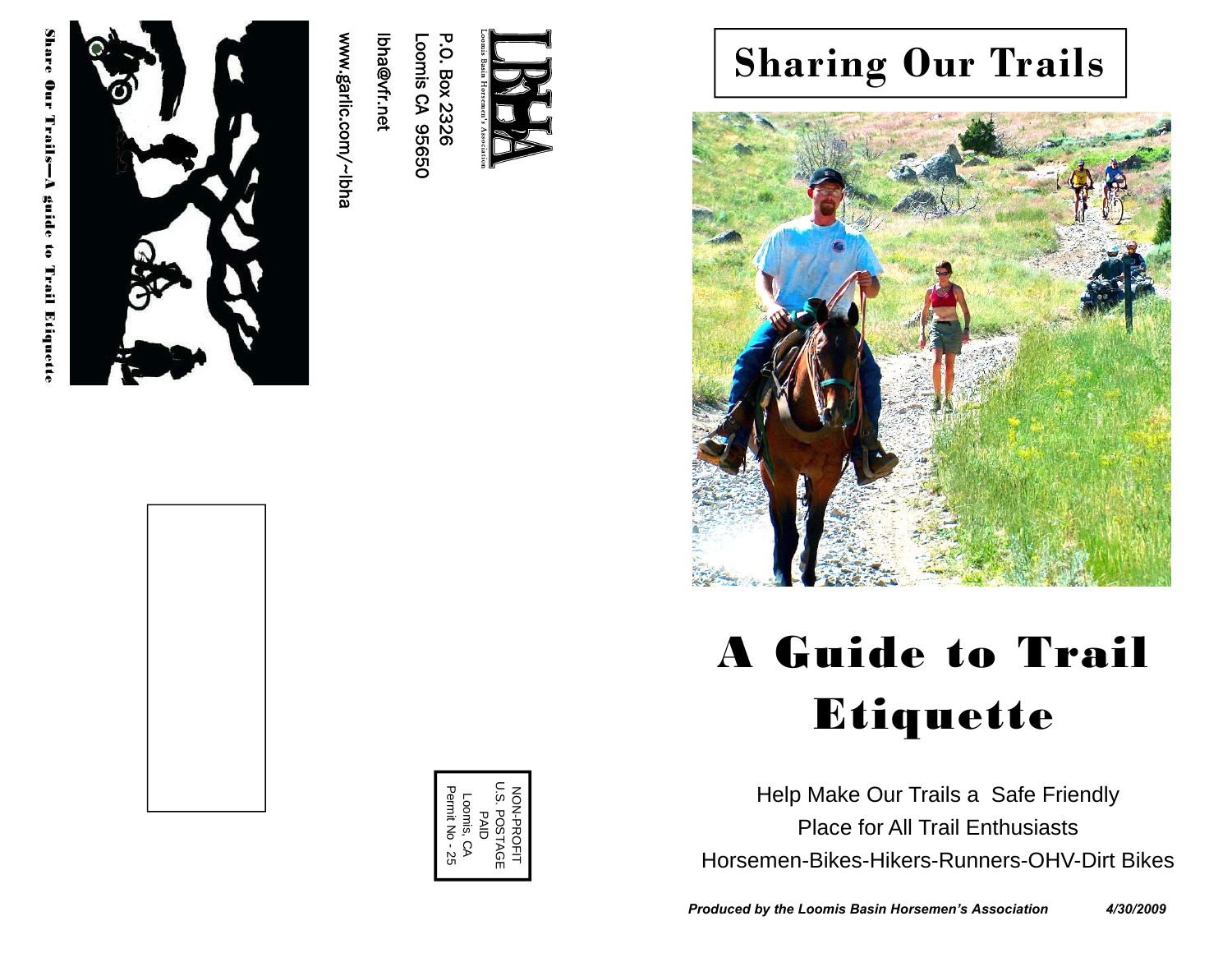Loomis Basin Horsemen's Association

P.O. Box 2326
Loomis CA 95650

lbha@vfr.net

www.garlic.com/~lbha

Share Our Trails—A guide to Trail Etiquette

NON-PROFIT
U.S. POSTAGE
PAID
Loomis, CA
Permit No - 25

# Sharing Our Trails

# A Guide to Trail Etiquette

Help Make Our Trails a Safe Friendly Place for All Trail Enthusiasts

Horsemen-Bikes-Hikers-Runners-OHV-Dirt Bikes

***Produced by the Loomis Basin Horsemen's Association*** ***4/30/2009***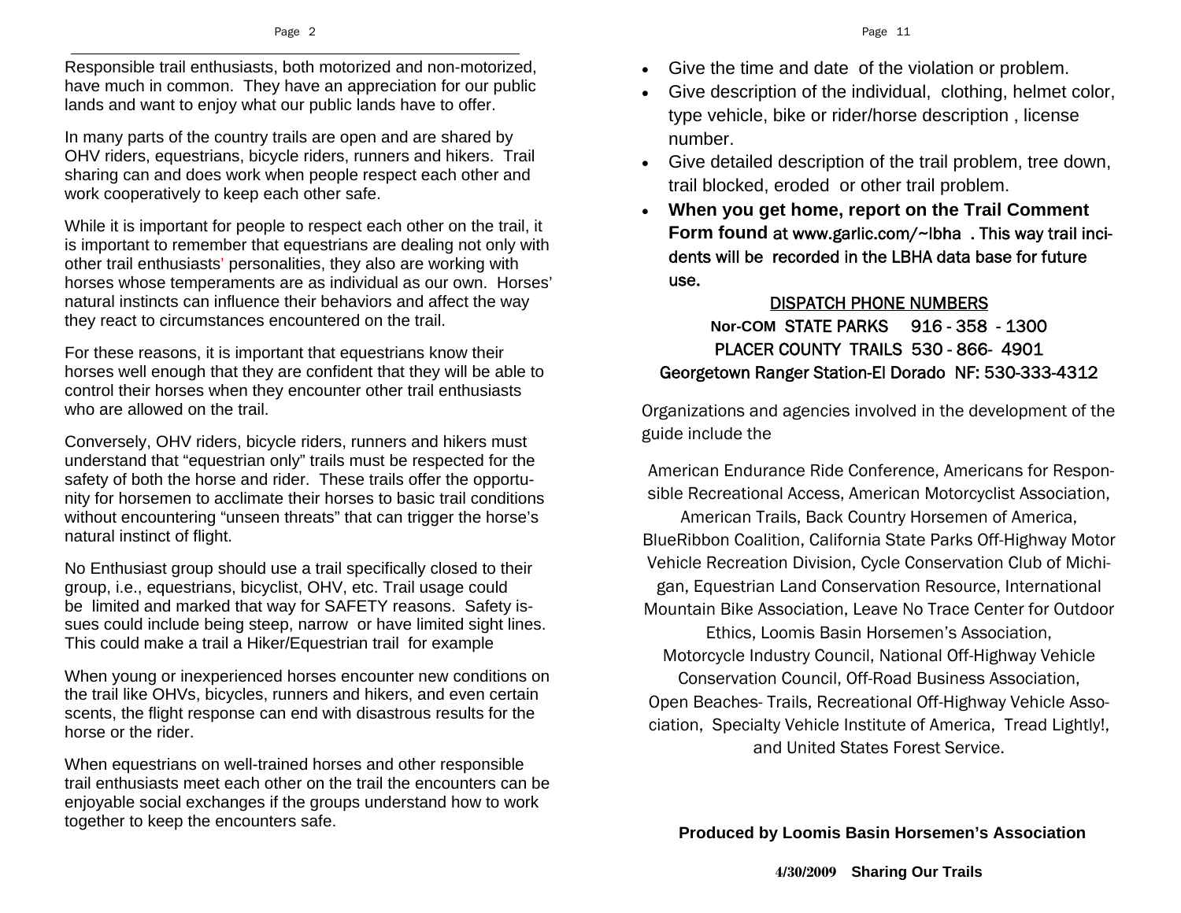Responsible trail enthusiasts, both motorized and non-motorized, have much in common. They have an appreciation for our public lands and want to enjoy what our public lands have to offer.

In many parts of the country trails are open and are shared by OHV riders, equestrians, bicycle riders, runners and hikers. Trail sharing can and does work when people respect each other and work cooperatively to keep each other safe.

While it is important for people to respect each other on the trail, it is important to remember that equestrians are dealing not only with other trail enthusiasts' personalities, they also are working with horses whose temperaments are as individual as our own. Horses' natural instincts can influence their behaviors and affect the way they react to circumstances encountered on the trail.

For these reasons, it is important that equestrians know their horses well enough that they are confident that they will be able to control their horses when they encounter other trail enthusiasts who are allowed on the trail.

Conversely, OHV riders, bicycle riders, runners and hikers must understand that "equestrian only" trails must be respected for the safety of both the horse and rider. These trails offer the opportunity for horsemen to acclimate their horses to basic trail conditions without encountering "unseen threats" that can trigger the horse's natural instinct of flight.

No Enthusiast group should use a trail specifically closed to their group, i.e., equestrians, bicyclist, OHV, etc. Trail usage could be limited and marked that way for SAFETY reasons. Safety issues could include being steep, narrow or have limited sight lines. This could make a trail a Hiker/Equestrian trail for example

When young or inexperienced horses encounter new conditions on the trail like OHVs, bicycles, runners and hikers, and even certain scents, the flight response can end with disastrous results for the horse or the rider.

When equestrians on well-trained horses and other responsible trail enthusiasts meet each other on the trail the encounters can be enjoyable social exchanges if the groups understand how to work together to keep the encounters safe.

- Give the time and date of the violation or problem.
- Give description of the individual, clothing, helmet color, type vehicle, bike or rider/horse description , license number.
- Give detailed description of the trail problem, tree down, trail blocked, eroded or other trail problem.
- **When you get home, report on the Trail Comment Form found at www.garlic.com/~lbha . This way trail incidents will be recorded in the LBHA data base for future use.**

DISPATCH PHONE NUMBERS

Nor-COM STATE PARKS 916 - 358 - 1300

PLACER COUNTY TRAILS 530 - 866- 4901

Georgetown Ranger Station-El Dorado NF: 530-333-4312

Organizations and agencies involved in the development of the guide include the

American Endurance Ride Conference, Americans for Responsible Recreational Access, American Motorcyclist Association, American Trails, Back Country Horsemen of America, BlueRibbon Coalition, California State Parks Off-Highway Motor Vehicle Recreation Division, Cycle Conservation Club of Michigan, Equestrian Land Conservation Resource, International Mountain Bike Association, Leave No Trace Center for Outdoor Ethics, Loomis Basin Horsemen's Association, Motorcycle Industry Council, National Off-Highway Vehicle Conservation Council, Off-Road Business Association, Open Beaches- Trails, Recreational Off-Highway Vehicle Association, Specialty Vehicle Institute of America, Tread Lightly!, and United States Forest Service.

**Produced by Loomis Basin Horsemen's Association**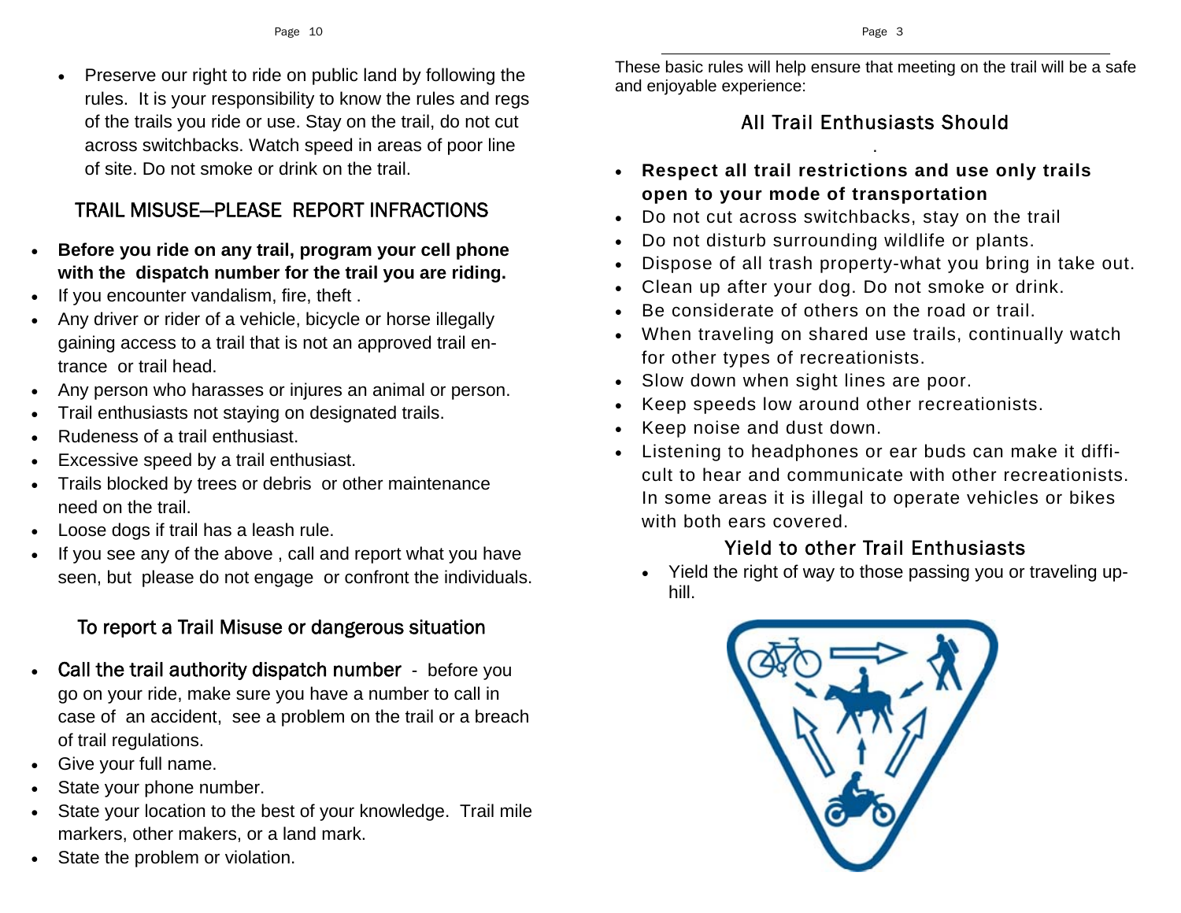- Preserve our right to ride on public land by following the rules. It is your responsibility to know the rules and regs of the trails you ride or use. Stay on the trail, do not cut across switchbacks. Watch speed in areas of poor line of site. Do not smoke or drink on the trail.

## TRAIL MISUSE—PLEASE REPORT INFRACTIONS

- **Before you ride on any trail, program your cell phone with the dispatch number for the trail you are riding.**
- If you encounter vandalism, fire, theft .
- Any driver or rider of a vehicle, bicycle or horse illegally gaining access to a trail that is not an approved trail entrance or trail head.
- Any person who harasses or injures an animal or person.
- Trail enthusiasts not staying on designated trails.
- Rudeness of a trail enthusiast.
- Excessive speed by a trail enthusiast.
- Trails blocked by trees or debris or other maintenance need on the trail.
- Loose dogs if trail has a leash rule.
- If you see any of the above , call and report what you have seen, but please do not engage or confront the individuals.

## To report a Trail Misuse or dangerous situation

- Call the trail authority dispatch number - before you go on your ride, make sure you have a number to call in case of an accident, see a problem on the trail or a breach of trail regulations.
- Give your full name.
- State your phone number.
- State your location to the best of your knowledge. Trail mile markers, other makers, or a land mark.
- State the problem or violation.

These basic rules will help ensure that meeting on the trail will be a safe and enjoyable experience:

## All Trail Enthusiasts Should

- **Respect all trail restrictions and use only trails open to your mode of transportation**
- Do not cut across switchbacks, stay on the trail
- Do not disturb surrounding wildlife or plants.
- Dispose of all trash property-what you bring in take out.
- Clean up after your dog. Do not smoke or drink.
- Be considerate of others on the road or trail.
- When traveling on shared use trails, continually watch for other types of recreationists.
- Slow down when sight lines are poor.
- Keep speeds low around other recreationists.
- Keep noise and dust down.
- Listening to headphones or ear buds can make it difficult to hear and communicate with other recreationists. In some areas it is illegal to operate vehicles or bikes with both ears covered.

## Yield to other Trail Enthusiasts

- Yield the right of way to those passing you or traveling uphill.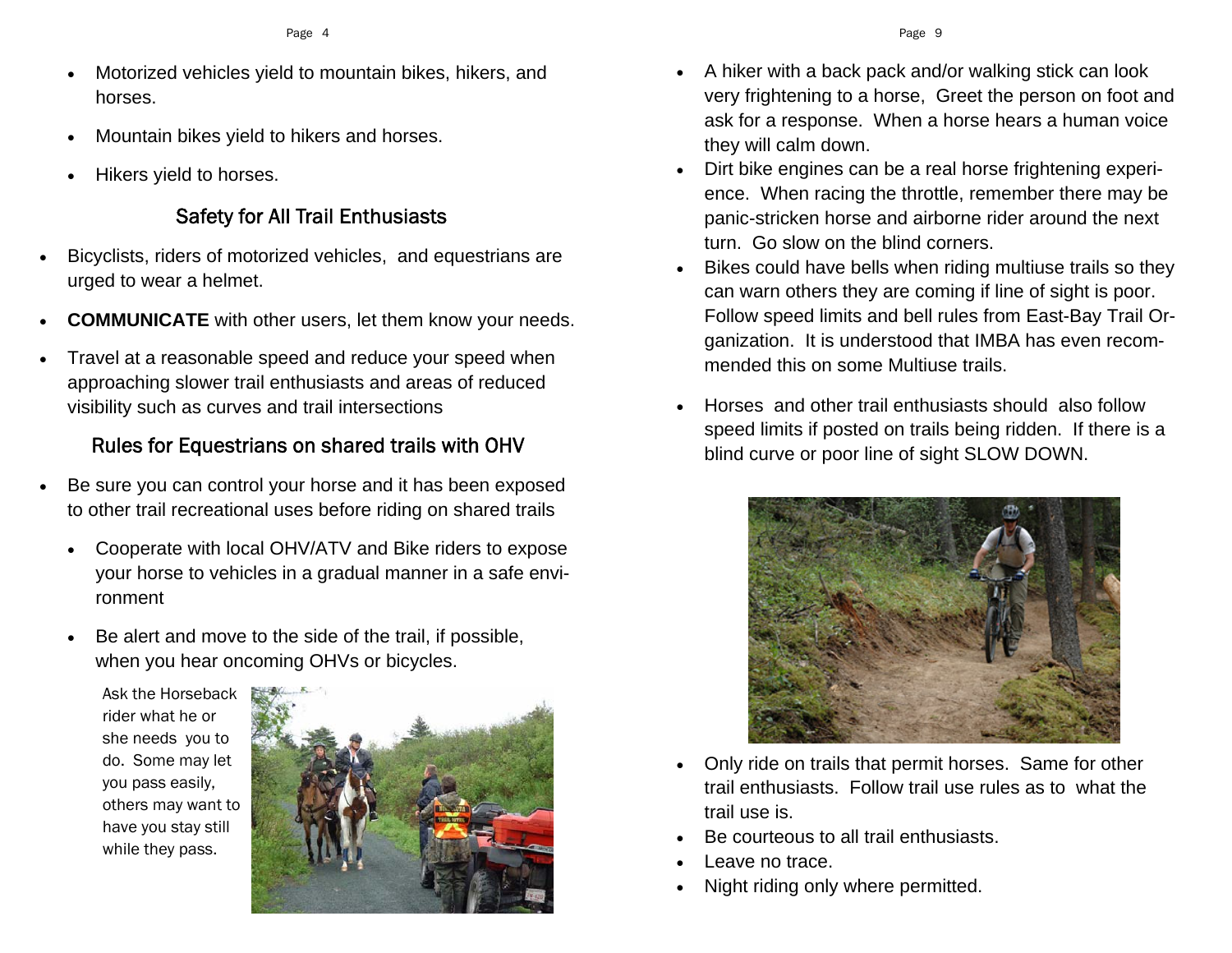- Motorized vehicles yield to mountain bikes, hikers, and horses.
- Mountain bikes yield to hikers and horses.
- Hikers yield to horses.

## Safety for All Trail Enthusiasts

- Bicyclists, riders of motorized vehicles, and equestrians are urged to wear a helmet.
- **COMMUNICATE** with other users, let them know your needs.
- Travel at a reasonable speed and reduce your speed when approaching slower trail enthusiasts and areas of reduced visibility such as curves and trail intersections

## Rules for Equestrians on shared trails with OHV

- Be sure you can control your horse and it has been exposed to other trail recreational uses before riding on shared trails
  - Cooperate with local OHV/ATV and Bike riders to expose your horse to vehicles in a gradual manner in a safe environment
  - Be alert and move to the side of the trail, if possible, when you hear oncoming OHVs or bicycles.

Ask the Horseback rider what he or she needs you to do. Some may let you pass easily, others may want to have you stay still while they pass.

- A hiker with a back pack and/or walking stick can look very frightening to a horse, Greet the person on foot and ask for a response. When a horse hears a human voice they will calm down.
- Dirt bike engines can be a real horse frightening experience. When racing the throttle, remember there may be panic-stricken horse and airborne rider around the next turn. Go slow on the blind corners.
- Bikes could have bells when riding multiuse trails so they can warn others they are coming if line of sight is poor. Follow speed limits and bell rules from East-Bay Trail Organization. It is understood that IMBA has even recommended this on some Multiuse trails.
- Horses and other trail enthusiasts should also follow speed limits if posted on trails being ridden. If there is a blind curve or poor line of sight SLOW DOWN.

- Only ride on trails that permit horses. Same for other trail enthusiasts. Follow trail use rules as to what the trail use is.
- Be courteous to all trail enthusiasts.
- Leave no trace.
- Night riding only where permitted.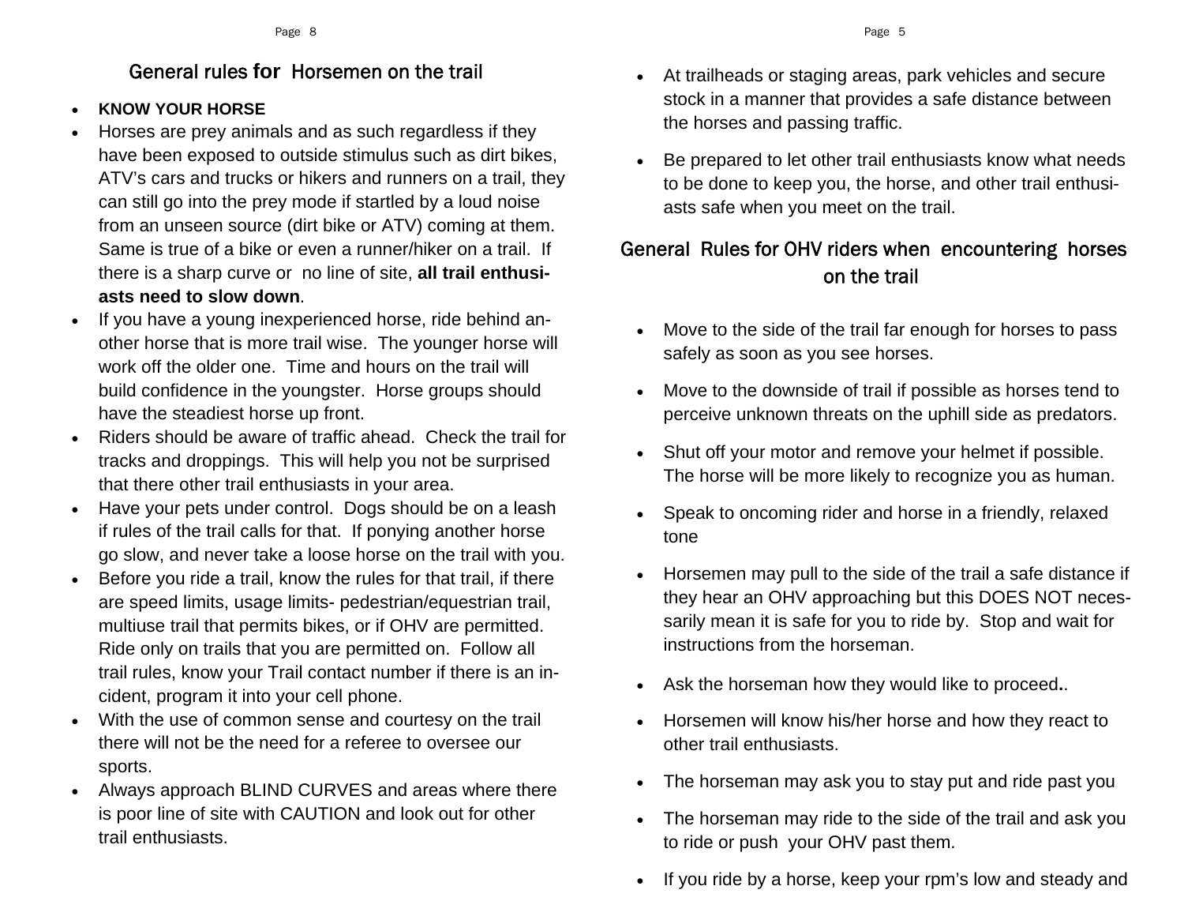## General rules for Horsemen on the trail

- **KNOW YOUR HORSE**
- Horses are prey animals and as such regardless if they have been exposed to outside stimulus such as dirt bikes, ATV's cars and trucks or hikers and runners on a trail, they can still go into the prey mode if startled by a loud noise from an unseen source (dirt bike or ATV) coming at them. Same is true of a bike or even a runner/hiker on a trail. If there is a sharp curve or no line of site, **all trail enthusiasts need to slow down**.
- If you have a young inexperienced horse, ride behind another horse that is more trail wise. The younger horse will work off the older one. Time and hours on the trail will build confidence in the youngster. Horse groups should have the steadiest horse up front.
- Riders should be aware of traffic ahead. Check the trail for tracks and droppings. This will help you not be surprised that there other trail enthusiasts in your area.
- Have your pets under control. Dogs should be on a leash if rules of the trail calls for that. If ponying another horse go slow, and never take a loose horse on the trail with you.
- Before you ride a trail, know the rules for that trail, if there are speed limits, usage limits- pedestrian/equestrian trail, multiuse trail that permits bikes, or if OHV are permitted. Ride only on trails that you are permitted on. Follow all trail rules, know your Trail contact number if there is an incident, program it into your cell phone.
- With the use of common sense and courtesy on the trail there will not be the need for a referee to oversee our sports.
- Always approach BLIND CURVES and areas where there is poor line of site with CAUTION and look out for other trail enthusiasts.

- At trailheads or staging areas, park vehicles and secure stock in a manner that provides a safe distance between the horses and passing traffic.
- Be prepared to let other trail enthusiasts know what needs to be done to keep you, the horse, and other trail enthusiasts safe when you meet on the trail.

## General Rules for OHV riders when encountering horses on the trail

- Move to the side of the trail far enough for horses to pass safely as soon as you see horses.
- Move to the downside of trail if possible as horses tend to perceive unknown threats on the uphill side as predators.
- Shut off your motor and remove your helmet if possible. The horse will be more likely to recognize you as human.
- Speak to oncoming rider and horse in a friendly, relaxed tone
- Horsemen may pull to the side of the trail a safe distance if they hear an OHV approaching but this DOES NOT necessarily mean it is safe for you to ride by. Stop and wait for instructions from the horseman.
- Ask the horseman how they would like to proceed**.**.
- Horsemen will know his/her horse and how they react to other trail enthusiasts.
- The horseman may ask you to stay put and ride past you
- The horseman may ride to the side of the trail and ask you to ride or push your OHV past them.
- If you ride by a horse, keep your rpm's low and steady and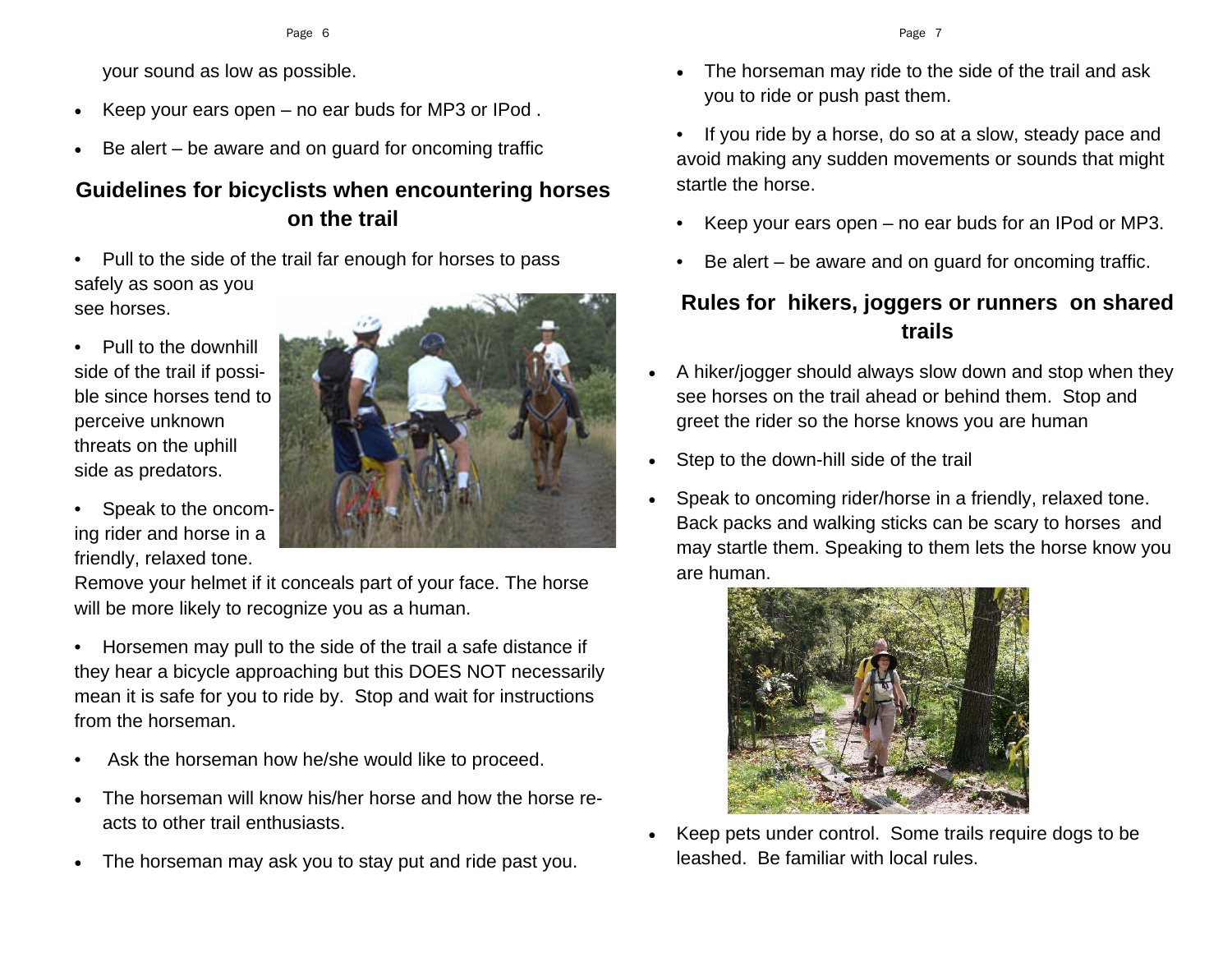your sound as low as possible.

- Keep your ears open – no ear buds for MP3 or IPod .
- Be alert – be aware and on guard for oncoming traffic

## Guidelines for bicyclists when encountering horses on the trail

- Pull to the side of the trail far enough for horses to pass safely as soon as you see horses.
- Pull to the downhill side of the trail if possible since horses tend to perceive unknown threats on the uphill side as predators.
- Speak to the oncoming rider and horse in a friendly, relaxed tone.

Remove your helmet if it conceals part of your face. The horse will be more likely to recognize you as a human.

- Horsemen may pull to the side of the trail a safe distance if they hear a bicycle approaching but this DOES NOT necessarily mean it is safe for you to ride by. Stop and wait for instructions from the horseman.
- Ask the horseman how he/she would like to proceed.
- The horseman will know his/her horse and how the horse reacts to other trail enthusiasts.
- The horseman may ask you to stay put and ride past you.
- The horseman may ride to the side of the trail and ask you to ride or push past them.
- If you ride by a horse, do so at a slow, steady pace and avoid making any sudden movements or sounds that might startle the horse.
- Keep your ears open – no ear buds for an IPod or MP3.
- Be alert – be aware and on guard for oncoming traffic.

## Rules for hikers, joggers or runners on shared trails

- A hiker/jogger should always slow down and stop when they see horses on the trail ahead or behind them. Stop and greet the rider so the horse knows you are human
- Step to the down-hill side of the trail
- Speak to oncoming rider/horse in a friendly, relaxed tone. Back packs and walking sticks can be scary to horses and may startle them. Speaking to them lets the horse know you are human.
- Keep pets under control. Some trails require dogs to be leashed. Be familiar with local rules.